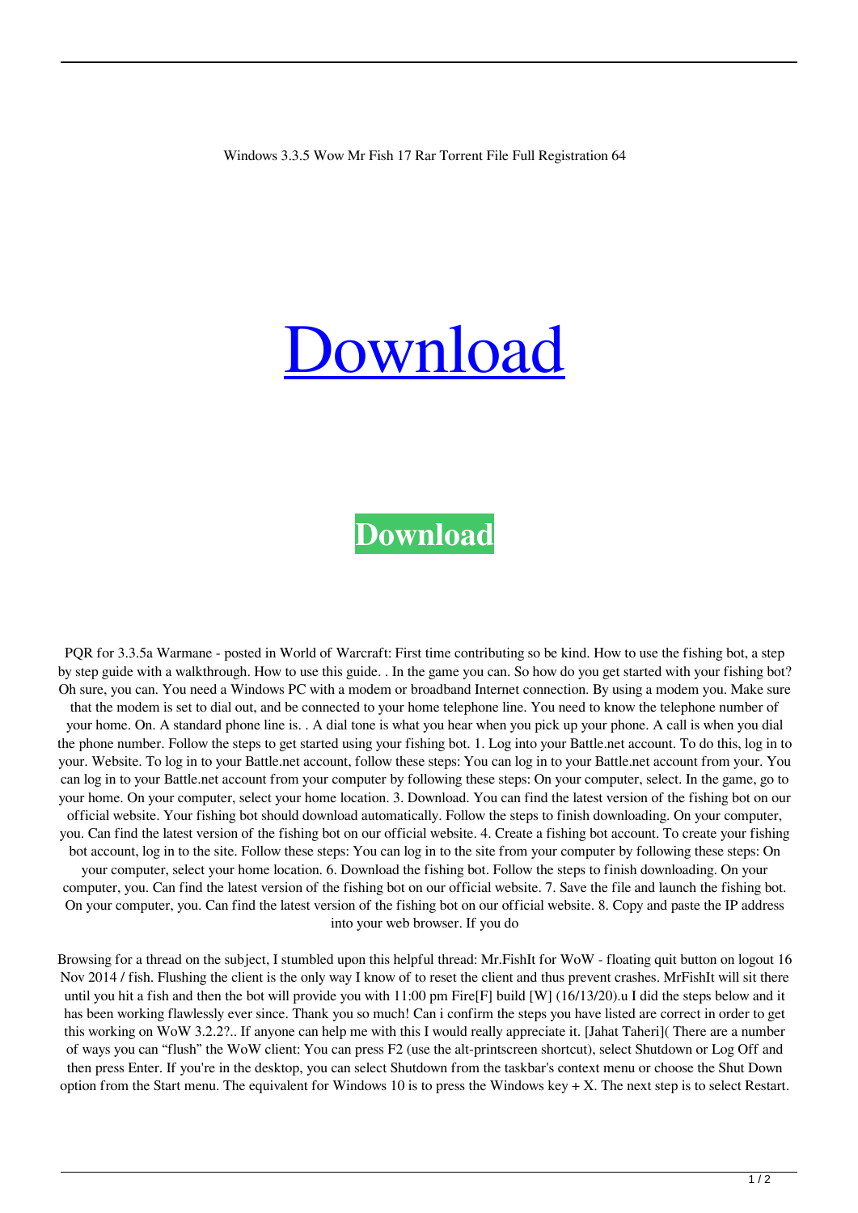Windows 3.3.5 Wow Mr Fish 17 Rar Torrent File Full Registration 64

# Download

**Download**

PQR for 3.3.5a Warmane - posted in World of Warcraft: First time contributing so be kind. How to use the fishing bot, a step by step guide with a walkthrough. How to use this guide. . In the game you can. So how do you get started with your fishing bot? Oh sure, you can. You need a Windows PC with a modem or broadband Internet connection. By using a modem you. Make sure that the modem is set to dial out, and be connected to your home telephone line. You need to know the telephone number of your home. On. A standard phone line is. . A dial tone is what you hear when you pick up your phone. A call is when you dial the phone number. Follow the steps to get started using your fishing bot. 1. Log into your Battle.net account. To do this, log in to your. Website. To log in to your Battle.net account, follow these steps: You can log in to your Battle.net account from your. You can log in to your Battle.net account from your computer by following these steps: On your computer, select. In the game, go to your home. On your computer, select your home location. 3. Download. You can find the latest version of the fishing bot on our official website. Your fishing bot should download automatically. Follow the steps to finish downloading. On your computer, you. Can find the latest version of the fishing bot on our official website. 4. Create a fishing bot account. To create your fishing bot account, log in to the site. Follow these steps: You can log in to the site from your computer by following these steps: On your computer, select your home location. 6. Download the fishing bot. Follow the steps to finish downloading. On your computer, you. Can find the latest version of the fishing bot on our official website. 7. Save the file and launch the fishing bot. On your computer, you. Can find the latest version of the fishing bot on our official website. 8. Copy and paste the IP address into your web browser. If you do

Browsing for a thread on the subject, I stumbled upon this helpful thread: Mr.FishIt for WoW - floating quit button on logout 16 Nov 2014 / fish. Flushing the client is the only way I know of to reset the client and thus prevent crashes. MrFishIt will sit there until you hit a fish and then the bot will provide you with 11:00 pm Fire[F] build [W] (16/13/20).u I did the steps below and it has been working flawlessly ever since. Thank you so much! Can i confirm the steps you have listed are correct in order to get this working on WoW 3.2.2?.. If anyone can help me with this I would really appreciate it. [Jahat Taheri]( There are a number of ways you can "flush" the WoW client: You can press F2 (use the alt-printscreen shortcut), select Shutdown or Log Off and then press Enter. If you're in the desktop, you can select Shutdown from the taskbar's context menu or choose the Shut Down option from the Start menu. The equivalent for Windows 10 is to press the Windows key + X. The next step is to select Restart.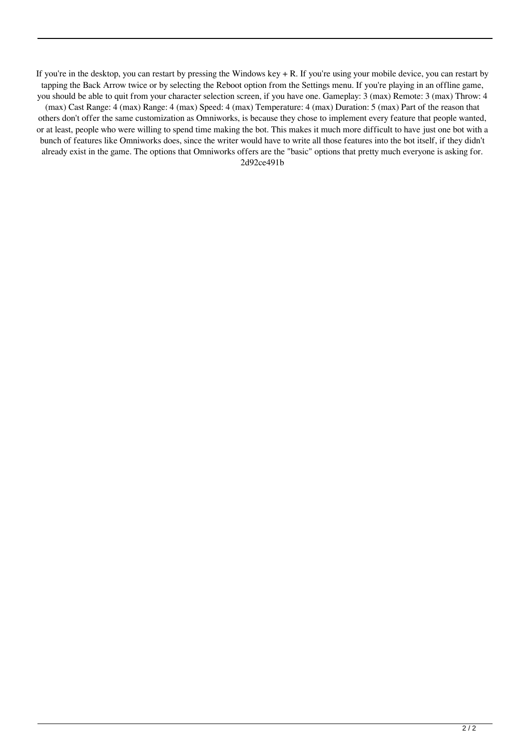If you're in the desktop, you can restart by pressing the Windows key + R. If you're using your mobile device, you can restart by tapping the Back Arrow twice or by selecting the Reboot option from the Settings menu. If you're playing in an offline game, you should be able to quit from your character selection screen, if you have one. Gameplay: 3 (max) Remote: 3 (max) Throw: 4 (max) Cast Range: 4 (max) Range: 4 (max) Speed: 4 (max) Temperature: 4 (max) Duration: 5 (max) Part of the reason that others don't offer the same customization as Omniworks, is because they chose to implement every feature that people wanted, or at least, people who were willing to spend time making the bot. This makes it much more difficult to have just one bot with a bunch of features like Omniworks does, since the writer would have to write all those features into the bot itself, if they didn't already exist in the game. The options that Omniworks offers are the "basic" options that pretty much everyone is asking for.

2d92ce491b